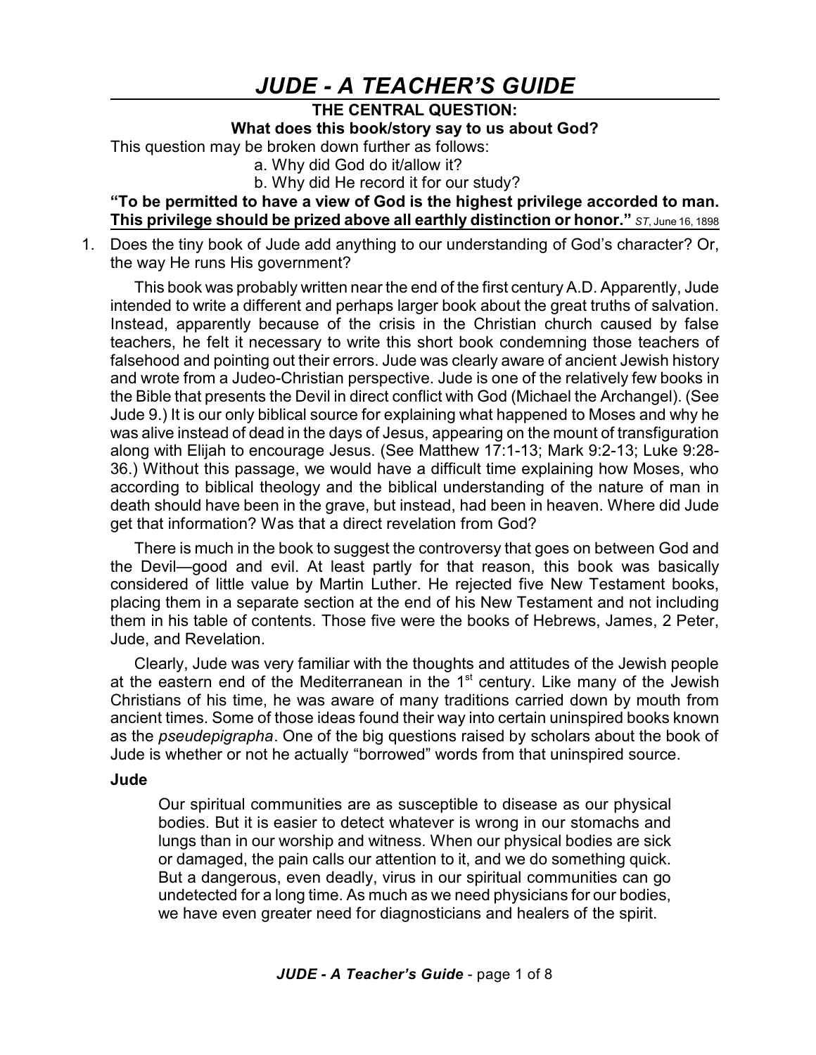# *JUDE - A TEACHER'S GUIDE*

**THE CENTRAL QUESTION:**
**What does this book/story say to us about God?**

This question may be broken down further as follows:

a. Why did God do it/allow it?
b. Why did He record it for our study?

**"To be permitted to have a view of God is the highest privilege accorded to man. This privilege should be prized above all earthly distinction or honor."** *ST*, June 16, 1898

1. Does the tiny book of Jude add anything to our understanding of God's character? Or, the way He runs His government?

   This book was probably written near the end of the first century A.D. Apparently, Jude intended to write a different and perhaps larger book about the great truths of salvation. Instead, apparently because of the crisis in the Christian church caused by false teachers, he felt it necessary to write this short book condemning those teachers of falsehood and pointing out their errors. Jude was clearly aware of ancient Jewish history and wrote from a Judeo-Christian perspective. Jude is one of the relatively few books in the Bible that presents the Devil in direct conflict with God (Michael the Archangel). (See Jude 9.) It is our only biblical source for explaining what happened to Moses and why he was alive instead of dead in the days of Jesus, appearing on the mount of transfiguration along with Elijah to encourage Jesus. (See Matthew 17:1-13; Mark 9:2-13; Luke 9:28-36.) Without this passage, we would have a difficult time explaining how Moses, who according to biblical theology and the biblical understanding of the nature of man in death should have been in the grave, but instead, had been in heaven. Where did Jude get that information? Was that a direct revelation from God?

   There is much in the book to suggest the controversy that goes on between God and the Devil—good and evil. At least partly for that reason, this book was basically considered of little value by Martin Luther. He rejected five New Testament books, placing them in a separate section at the end of his New Testament and not including them in his table of contents. Those five were the books of Hebrews, James, 2 Peter, Jude, and Revelation.

   Clearly, Jude was very familiar with the thoughts and attitudes of the Jewish people at the eastern end of the Mediterranean in the 1st century. Like many of the Jewish Christians of his time, he was aware of many traditions carried down by mouth from ancient times. Some of those ideas found their way into certain uninspired books known as the *pseudepigrapha*. One of the big questions raised by scholars about the book of Jude is whether or not he actually "borrowed" words from that uninspired source.

   **Jude**

   > Our spiritual communities are as susceptible to disease as our physical bodies. But it is easier to detect whatever is wrong in our stomachs and lungs than in our worship and witness. When our physical bodies are sick or damaged, the pain calls our attention to it, and we do something quick. But a dangerous, even deadly, virus in our spiritual communities can go undetected for a long time. As much as we need physicians for our bodies, we have even greater need for diagnosticians and healers of the spirit.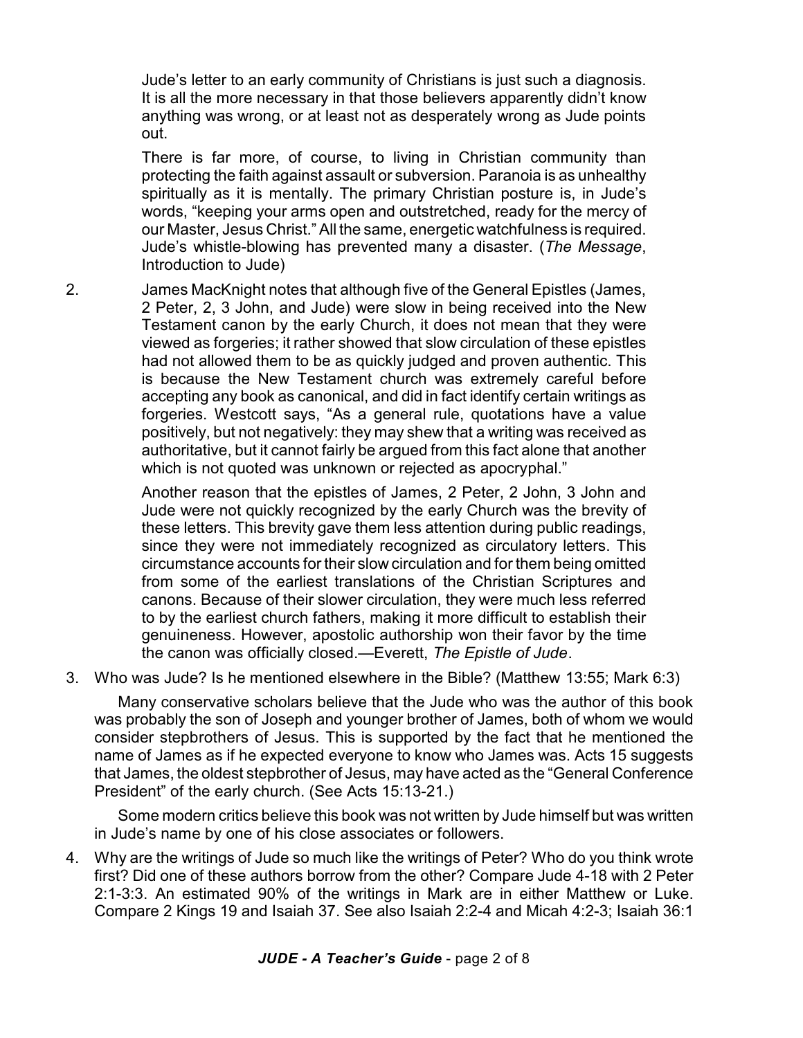Jude's letter to an early community of Christians is just such a diagnosis. It is all the more necessary in that those believers apparently didn't know anything was wrong, or at least not as desperately wrong as Jude points out.

There is far more, of course, to living in Christian community than protecting the faith against assault or subversion. Paranoia is as unhealthy spiritually as it is mentally. The primary Christian posture is, in Jude's words, "keeping your arms open and outstretched, ready for the mercy of our Master, Jesus Christ." All the same, energetic watchfulness is required. Jude's whistle-blowing has prevented many a disaster. (*The Message*, Introduction to Jude)

2. James MacKnight notes that although five of the General Epistles (James, 2 Peter, 2, 3 John, and Jude) were slow in being received into the New Testament canon by the early Church, it does not mean that they were viewed as forgeries; it rather showed that slow circulation of these epistles had not allowed them to be as quickly judged and proven authentic. This is because the New Testament church was extremely careful before accepting any book as canonical, and did in fact identify certain writings as forgeries. Westcott says, "As a general rule, quotations have a value positively, but not negatively: they may shew that a writing was received as authoritative, but it cannot fairly be argued from this fact alone that another which is not quoted was unknown or rejected as apocryphal."

   Another reason that the epistles of James, 2 Peter, 2 John, 3 John and Jude were not quickly recognized by the early Church was the brevity of these letters. This brevity gave them less attention during public readings, since they were not immediately recognized as circulatory letters. This circumstance accounts for their slow circulation and for them being omitted from some of the earliest translations of the Christian Scriptures and canons. Because of their slower circulation, they were much less referred to by the earliest church fathers, making it more difficult to establish their genuineness. However, apostolic authorship won their favor by the time the canon was officially closed.—Everett, *The Epistle of Jude*.

3. Who was Jude? Is he mentioned elsewhere in the Bible? (Matthew 13:55; Mark 6:3)

   Many conservative scholars believe that the Jude who was the author of this book was probably the son of Joseph and younger brother of James, both of whom we would consider stepbrothers of Jesus. This is supported by the fact that he mentioned the name of James as if he expected everyone to know who James was. Acts 15 suggests that James, the oldest stepbrother of Jesus, may have acted as the "General Conference President" of the early church. (See Acts 15:13-21.)

   Some modern critics believe this book was not written by Jude himself but was written in Jude's name by one of his close associates or followers.

4. Why are the writings of Jude so much like the writings of Peter? Who do you think wrote first? Did one of these authors borrow from the other? Compare Jude 4-18 with 2 Peter 2:1-3:3. An estimated 90% of the writings in Mark are in either Matthew or Luke. Compare 2 Kings 19 and Isaiah 37. See also Isaiah 2:2-4 and Micah 4:2-3; Isaiah 36:1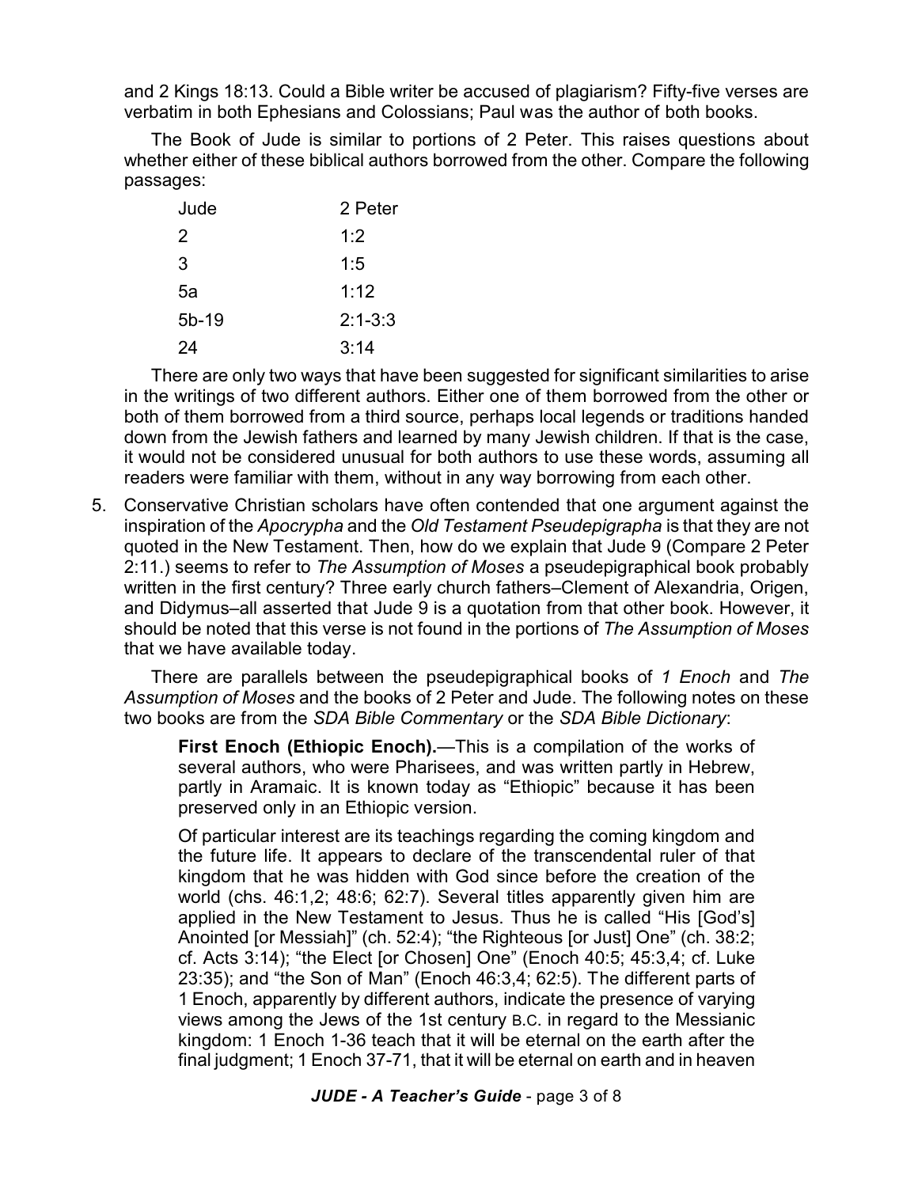and 2 Kings 18:13. Could a Bible writer be accused of plagiarism? Fifty-five verses are verbatim in both Ephesians and Colossians; Paul was the author of both books.

The Book of Jude is similar to portions of 2 Peter. This raises questions about whether either of these biblical authors borrowed from the other. Compare the following passages:

| Jude | 2 Peter |
|---|---|
| 2 | 1:2 |
| 3 | 1:5 |
| 5a | 1:12 |
| 5b-19 | 2:1-3:3 |
| 24 | 3:14 |

There are only two ways that have been suggested for significant similarities to arise in the writings of two different authors. Either one of them borrowed from the other or both of them borrowed from a third source, perhaps local legends or traditions handed down from the Jewish fathers and learned by many Jewish children. If that is the case, it would not be considered unusual for both authors to use these words, assuming all readers were familiar with them, without in any way borrowing from each other.

5. Conservative Christian scholars have often contended that one argument against the inspiration of the *Apocrypha* and the *Old Testament Pseudepigrapha* is that they are not quoted in the New Testament. Then, how do we explain that Jude 9 (Compare 2 Peter 2:11.) seems to refer to *The Assumption of Moses* a pseudepigraphical book probably written in the first century? Three early church fathers–Clement of Alexandria, Origen, and Didymus–all asserted that Jude 9 is a quotation from that other book. However, it should be noted that this verse is not found in the portions of *The Assumption of Moses* that we have available today.

   There are parallels between the pseudepigraphical books of *1 Enoch* and *The Assumption of Moses* and the books of 2 Peter and Jude. The following notes on these two books are from the *SDA Bible Commentary* or the *SDA Bible Dictionary*:

   > **First Enoch (Ethiopic Enoch).**—This is a compilation of the works of several authors, who were Pharisees, and was written partly in Hebrew, partly in Aramaic. It is known today as "Ethiopic" because it has been preserved only in an Ethiopic version.
   >
   > Of particular interest are its teachings regarding the coming kingdom and the future life. It appears to declare of the transcendental ruler of that kingdom that he was hidden with God since before the creation of the world (chs. 46:1,2; 48:6; 62:7). Several titles apparently given him are applied in the New Testament to Jesus. Thus he is called "His [God's] Anointed [or Messiah]" (ch. 52:4); "the Righteous [or Just] One" (ch. 38:2; cf. Acts 3:14); "the Elect [or Chosen] One" (Enoch 40:5; 45:3,4; cf. Luke 23:35); and "the Son of Man" (Enoch 46:3,4; 62:5). The different parts of 1 Enoch, apparently by different authors, indicate the presence of varying views among the Jews of the 1st century B.C. in regard to the Messianic kingdom: 1 Enoch 1-36 teach that it will be eternal on the earth after the final judgment; 1 Enoch 37-71, that it will be eternal on earth and in heaven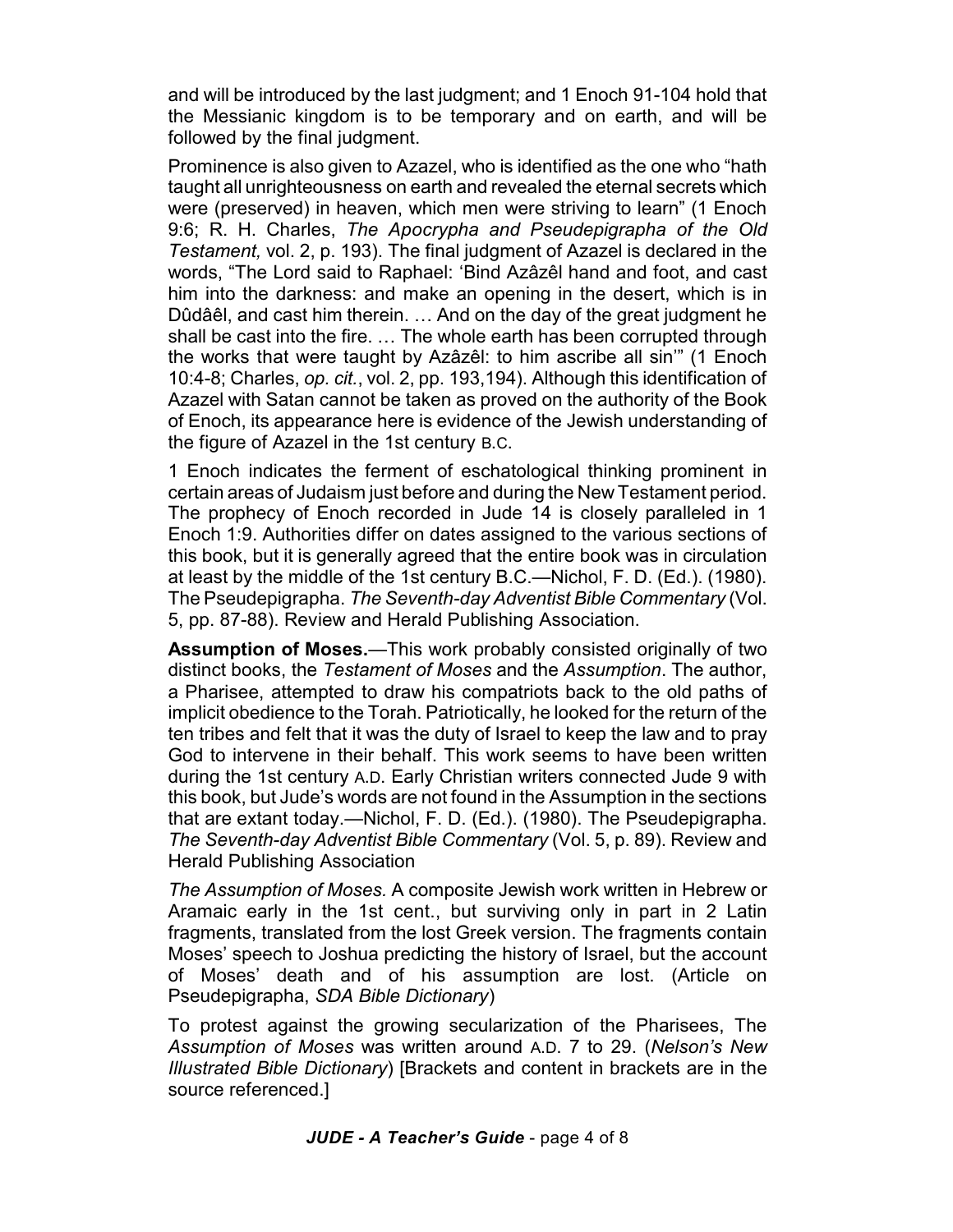and will be introduced by the last judgment; and 1 Enoch 91-104 hold that the Messianic kingdom is to be temporary and on earth, and will be followed by the final judgment.

Prominence is also given to Azazel, who is identified as the one who "hath taught all unrighteousness on earth and revealed the eternal secrets which were (preserved) in heaven, which men were striving to learn" (1 Enoch 9:6; R. H. Charles, *The Apocrypha and Pseudepigrapha of the Old Testament,* vol. 2, p. 193). The final judgment of Azazel is declared in the words, "The Lord said to Raphael: 'Bind Azâzêl hand and foot, and cast him into the darkness: and make an opening in the desert, which is in Dûdâêl, and cast him therein. … And on the day of the great judgment he shall be cast into the fire. … The whole earth has been corrupted through the works that were taught by Azâzêl: to him ascribe all sin'" (1 Enoch 10:4-8; Charles, *op. cit.*, vol. 2, pp. 193,194). Although this identification of Azazel with Satan cannot be taken as proved on the authority of the Book of Enoch, its appearance here is evidence of the Jewish understanding of the figure of Azazel in the 1st century B.C.

1 Enoch indicates the ferment of eschatological thinking prominent in certain areas of Judaism just before and during the New Testament period. The prophecy of Enoch recorded in Jude 14 is closely paralleled in 1 Enoch 1:9. Authorities differ on dates assigned to the various sections of this book, but it is generally agreed that the entire book was in circulation at least by the middle of the 1st century B.C.—Nichol, F. D. (Ed.). (1980). The Pseudepigrapha. *The Seventh-day Adventist Bible Commentary* (Vol. 5, pp. 87-88). Review and Herald Publishing Association.

**Assumption of Moses.**—This work probably consisted originally of two distinct books, the *Testament of Moses* and the *Assumption*. The author, a Pharisee, attempted to draw his compatriots back to the old paths of implicit obedience to the Torah. Patriotically, he looked for the return of the ten tribes and felt that it was the duty of Israel to keep the law and to pray God to intervene in their behalf. This work seems to have been written during the 1st century A.D. Early Christian writers connected Jude 9 with this book, but Jude's words are not found in the Assumption in the sections that are extant today.—Nichol, F. D. (Ed.). (1980). The Pseudepigrapha. *The Seventh-day Adventist Bible Commentary* (Vol. 5, p. 89). Review and Herald Publishing Association

*The Assumption of Moses.* A composite Jewish work written in Hebrew or Aramaic early in the 1st cent., but surviving only in part in 2 Latin fragments, translated from the lost Greek version. The fragments contain Moses' speech to Joshua predicting the history of Israel, but the account of Moses' death and of his assumption are lost. (Article on Pseudepigrapha, *SDA Bible Dictionary*)

To protest against the growing secularization of the Pharisees, The *Assumption of Moses* was written around A.D. 7 to 29. (*Nelson's New Illustrated Bible Dictionary*) [Brackets and content in brackets are in the source referenced.]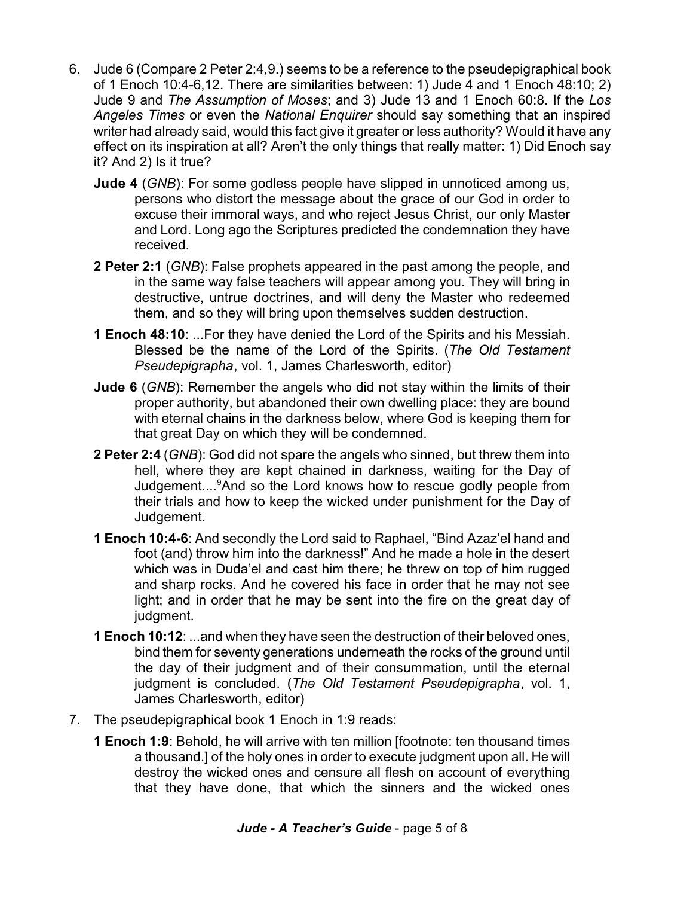6. Jude 6 (Compare 2 Peter 2:4,9.) seems to be a reference to the pseudepigraphical book of 1 Enoch 10:4-6,12. There are similarities between: 1) Jude 4 and 1 Enoch 48:10; 2) Jude 9 and *The Assumption of Moses*; and 3) Jude 13 and 1 Enoch 60:8. If the *Los Angeles Times* or even the *National Enquirer* should say something that an inspired writer had already said, would this fact give it greater or less authority? Would it have any effect on its inspiration at all? Aren't the only things that really matter: 1) Did Enoch say it? And 2) Is it true?

   **Jude 4** (*GNB*): For some godless people have slipped in unnoticed among us, persons who distort the message about the grace of our God in order to excuse their immoral ways, and who reject Jesus Christ, our only Master and Lord. Long ago the Scriptures predicted the condemnation they have received.

   **2 Peter 2:1** (*GNB*): False prophets appeared in the past among the people, and in the same way false teachers will appear among you. They will bring in destructive, untrue doctrines, and will deny the Master who redeemed them, and so they will bring upon themselves sudden destruction.

   **1 Enoch 48:10**: ...For they have denied the Lord of the Spirits and his Messiah. Blessed be the name of the Lord of the Spirits. (*The Old Testament Pseudepigrapha*, vol. 1, James Charlesworth, editor)

   **Jude 6** (*GNB*): Remember the angels who did not stay within the limits of their proper authority, but abandoned their own dwelling place: they are bound with eternal chains in the darkness below, where God is keeping them for that great Day on which they will be condemned.

   **2 Peter 2:4** (*GNB*): God did not spare the angels who sinned, but threw them into hell, where they are kept chained in darkness, waiting for the Day of Judgement....[9]And so the Lord knows how to rescue godly people from their trials and how to keep the wicked under punishment for the Day of Judgement.

   **1 Enoch 10:4-6**: And secondly the Lord said to Raphael, "Bind Azaz'el hand and foot (and) throw him into the darkness!" And he made a hole in the desert which was in Duda'el and cast him there; he threw on top of him rugged and sharp rocks. And he covered his face in order that he may not see light; and in order that he may be sent into the fire on the great day of judgment.

   **1 Enoch 10:12**: ...and when they have seen the destruction of their beloved ones, bind them for seventy generations underneath the rocks of the ground until the day of their judgment and of their consummation, until the eternal judgment is concluded. (*The Old Testament Pseudepigrapha*, vol. 1, James Charlesworth, editor)

7. The pseudepigraphical book 1 Enoch in 1:9 reads:

   **1 Enoch 1:9**: Behold, he will arrive with ten million [footnote: ten thousand times a thousand.] of the holy ones in order to execute judgment upon all. He will destroy the wicked ones and censure all flesh on account of everything that they have done, that which the sinners and the wicked ones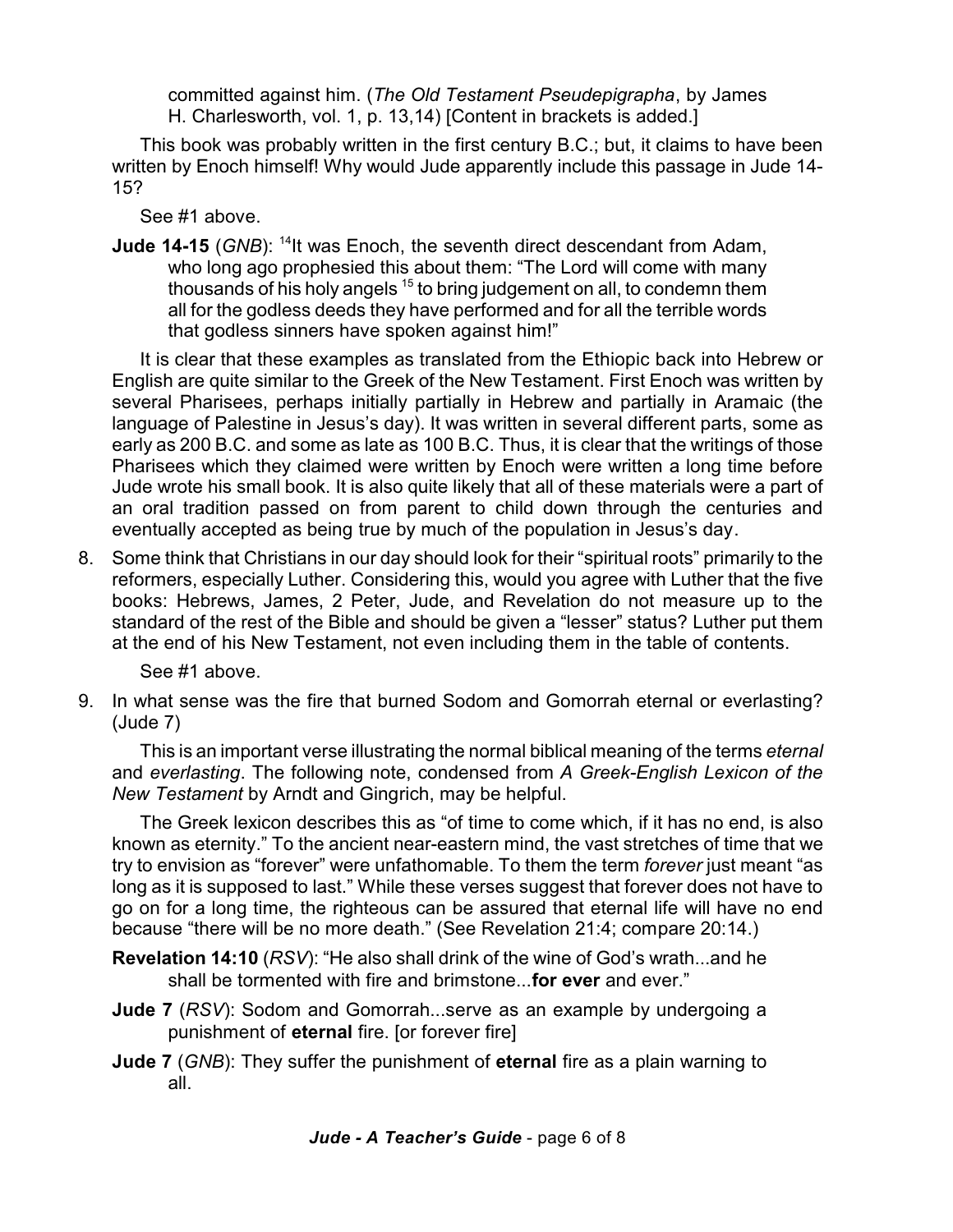committed against him. (*The Old Testament Pseudepigrapha*, by James H. Charlesworth, vol. 1, p. 13,14) [Content in brackets is added.]

This book was probably written in the first century B.C.; but, it claims to have been written by Enoch himself! Why would Jude apparently include this passage in Jude 14-15?

See #1 above.

**Jude 14-15** (*GNB*): [14]It was Enoch, the seventh direct descendant from Adam, who long ago prophesied this about them: "The Lord will come with many thousands of his holy angels [15] to bring judgement on all, to condemn them all for the godless deeds they have performed and for all the terrible words that godless sinners have spoken against him!"

It is clear that these examples as translated from the Ethiopic back into Hebrew or English are quite similar to the Greek of the New Testament. First Enoch was written by several Pharisees, perhaps initially partially in Hebrew and partially in Aramaic (the language of Palestine in Jesus's day). It was written in several different parts, some as early as 200 B.C. and some as late as 100 B.C. Thus, it is clear that the writings of those Pharisees which they claimed were written by Enoch were written a long time before Jude wrote his small book. It is also quite likely that all of these materials were a part of an oral tradition passed on from parent to child down through the centuries and eventually accepted as being true by much of the population in Jesus's day.

8. Some think that Christians in our day should look for their "spiritual roots" primarily to the reformers, especially Luther. Considering this, would you agree with Luther that the five books: Hebrews, James, 2 Peter, Jude, and Revelation do not measure up to the standard of the rest of the Bible and should be given a "lesser" status? Luther put them at the end of his New Testament, not even including them in the table of contents.

   See #1 above.

9. In what sense was the fire that burned Sodom and Gomorrah eternal or everlasting? (Jude 7)

   This is an important verse illustrating the normal biblical meaning of the terms *eternal* and *everlasting*. The following note, condensed from *A Greek-English Lexicon of the New Testament* by Arndt and Gingrich, may be helpful.

   The Greek lexicon describes this as "of time to come which, if it has no end, is also known as eternity." To the ancient near-eastern mind, the vast stretches of time that we try to envision as "forever" were unfathomable. To them the term *forever* just meant "as long as it is supposed to last." While these verses suggest that forever does not have to go on for a long time, the righteous can be assured that eternal life will have no end because "there will be no more death." (See Revelation 21:4; compare 20:14.)

   **Revelation 14:10** (*RSV*): "He also shall drink of the wine of God's wrath...and he shall be tormented with fire and brimstone...**for ever** and ever."

   **Jude 7** (*RSV*): Sodom and Gomorrah...serve as an example by undergoing a punishment of **eternal** fire. [or forever fire]

   **Jude 7** (*GNB*): They suffer the punishment of **eternal** fire as a plain warning to all.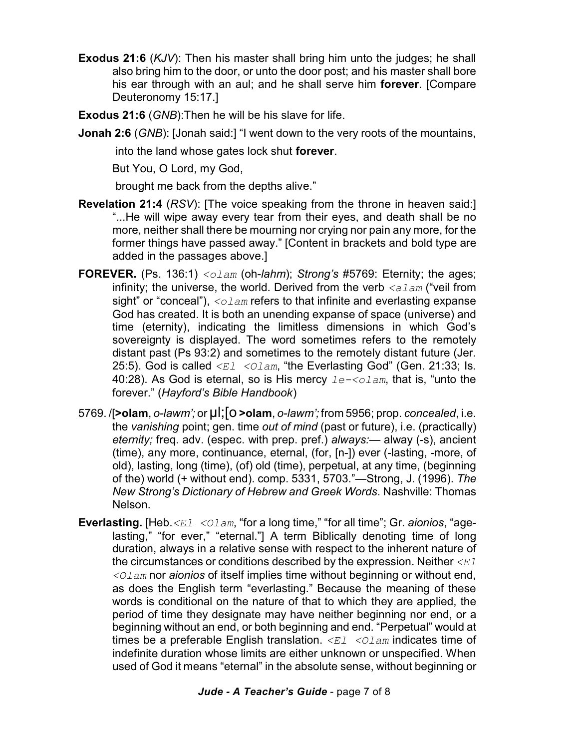**Exodus 21:6** (*KJV*): Then his master shall bring him unto the judges; he shall also bring him to the door, or unto the door post; and his master shall bore his ear through with an aul; and he shall serve him **forever**. [Compare Deuteronomy 15:17.]

**Exodus 21:6** (*GNB*):Then he will be his slave for life.

**Jonah 2:6** (*GNB*): [Jonah said:] "I went down to the very roots of the mountains,

into the land whose gates lock shut **forever**.

But You, O Lord, my God,

brought me back from the depths alive."

**Revelation 21:4** (*RSV*): [The voice speaking from the throne in heaven said:] "...He will wipe away every tear from their eyes, and death shall be no more, neither shall there be mourning nor crying nor pain any more, for the former things have passed away." [Content in brackets and bold type are added in the passages above.]

**FOREVER.** (Ps. 136:1) `<olam` (oh-*lahm*); *Strong's* #5769: Eternity; the ages; infinity; the universe, the world. Derived from the verb `<alam` ("veil from sight" or "conceal"), `<olam` refers to that infinite and everlasting expanse God has created. It is both an unending expanse of space (universe) and time (eternity), indicating the limitless dimensions in which God's sovereignty is displayed. The word sometimes refers to the remotely distant past (Ps 93:2) and sometimes to the remotely distant future (Jer. 25:5). God is called `<El <Olam`, "the Everlasting God" (Gen. 21:33; Is. 40:28). As God is eternal, so is His mercy `le-<olam`, that is, "unto the forever." (*Hayford's Bible Handbook*)

5769. /[**>olam**, *o-lawm';* or µl;[o **>olam**, *o-lawm';* from 5956; prop. *concealed*, i.e. the *vanishing* point; gen. time *out of mind* (past or future), i.e. (practically) *eternity;* freq. adv. (espec. with prep. pref.) *always:*— alway (-s), ancient (time), any more, continuance, eternal, (for, [n-]) ever (-lasting, -more, of old), lasting, long (time), (of) old (time), perpetual, at any time, (beginning of the) world (+ without end). comp. 5331, 5703."—Strong, J. (1996). *The New Strong's Dictionary of Hebrew and Greek Words*. Nashville: Thomas Nelson.

**Everlasting.** [Heb.`<El <Olam`, "for a long time," "for all time"; Gr. *aionios*, "age-lasting," "for ever," "eternal."] A term Biblically denoting time of long duration, always in a relative sense with respect to the inherent nature of the circumstances or conditions described by the expression. Neither `<El <Olam` nor *aionios* of itself implies time without beginning or without end, as does the English term "everlasting." Because the meaning of these words is conditional on the nature of that to which they are applied, the period of time they designate may have neither beginning nor end, or a beginning without an end, or both beginning and end. "Perpetual" would at times be a preferable English translation. `<El <Olam` indicates time of indefinite duration whose limits are either unknown or unspecified. When used of God it means "eternal" in the absolute sense, without beginning or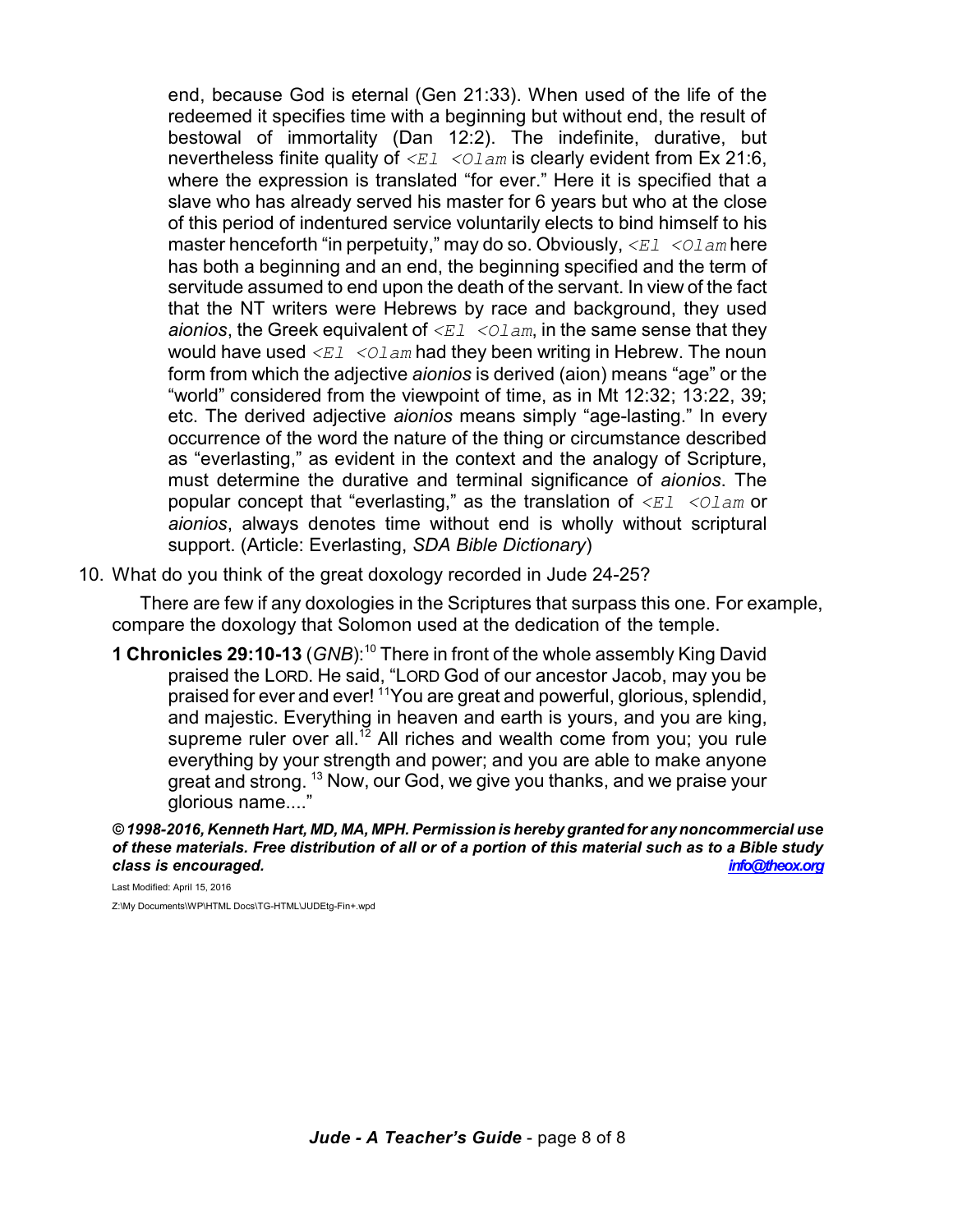end, because God is eternal (Gen 21:33). When used of the life of the redeemed it specifies time with a beginning but without end, the result of bestowal of immortality (Dan 12:2). The indefinite, durative, but nevertheless finite quality of `<El <Olam` is clearly evident from Ex 21:6, where the expression is translated "for ever." Here it is specified that a slave who has already served his master for 6 years but who at the close of this period of indentured service voluntarily elects to bind himself to his master henceforth "in perpetuity," may do so. Obviously, `<El <Olam` here has both a beginning and an end, the beginning specified and the term of servitude assumed to end upon the death of the servant. In view of the fact that the NT writers were Hebrews by race and background, they used *aionios*, the Greek equivalent of `<El <Olam`, in the same sense that they would have used `<El <Olam` had they been writing in Hebrew. The noun form from which the adjective *aionios* is derived (aion) means "age" or the "world" considered from the viewpoint of time, as in Mt 12:32; 13:22, 39; etc. The derived adjective *aionios* means simply "age-lasting." In every occurrence of the word the nature of the thing or circumstance described as "everlasting," as evident in the context and the analogy of Scripture, must determine the durative and terminal significance of *aionios*. The popular concept that "everlasting," as the translation of `<El <Olam` or *aionios*, always denotes time without end is wholly without scriptural support. (Article: Everlasting, *SDA Bible Dictionary*)

10. What do you think of the great doxology recorded in Jude 24-25?

There are few if any doxologies in the Scriptures that surpass this one. For example, compare the doxology that Solomon used at the dedication of the temple.

**1 Chronicles 29:10-13** (*GNB*):[10] There in front of the whole assembly King David praised the LORD. He said, "LORD God of our ancestor Jacob, may you be praised for ever and ever! [11]You are great and powerful, glorious, splendid, and majestic. Everything in heaven and earth is yours, and you are king, supreme ruler over all.[12] All riches and wealth come from you; you rule everything by your strength and power; and you are able to make anyone great and strong. [13] Now, our God, we give you thanks, and we praise your glorious name...."

***© 1998-2016, Kenneth Hart, MD, MA, MPH. Permission is hereby granted for any noncommercial use of these materials. Free distribution of all or of a portion of this material such as to a Bible study class is encouraged.*** ***info@theox.org***

Last Modified: April 15, 2016

Z:\My Documents\WP\HTML Docs\TG-HTML\JUDEtg-Fin+.wpd